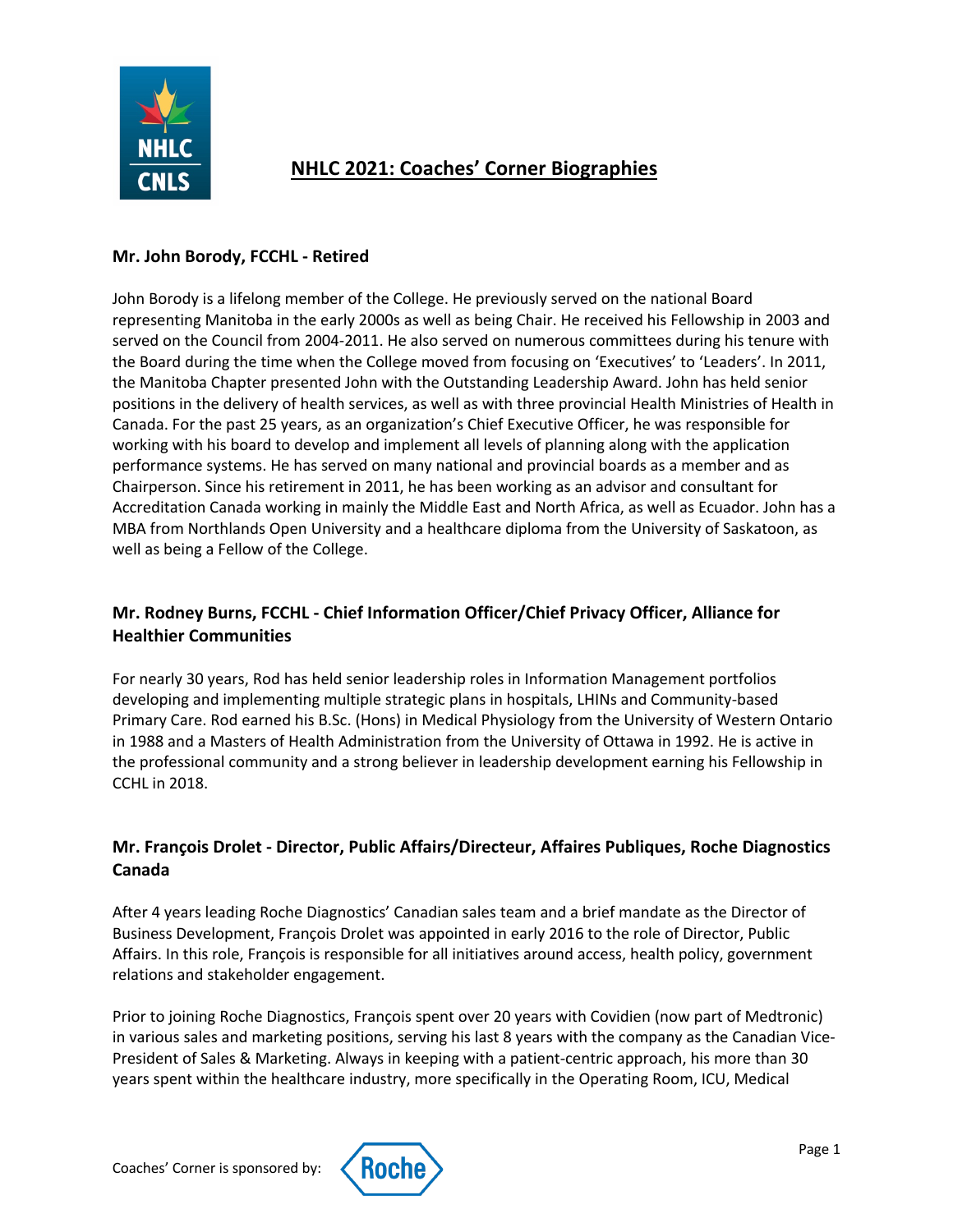# NHLC 2021: Coaches' Corner Biographies

### Mr. John Borody, FCCHL - Retired

John Borody is a lifelong member of the College. He previously served on the national Board representing Manitoba in the early 2000s as well as being Chair. He received his Fellowship in 2003 and served on the Council from 2004-2011. He also served on numerous committees during his tenure with the Board during the time when the College moved from focusing on 'Executives' to 'Leaders'. In 2011, the Manitoba Chapter presented John with the Outstanding Leadership Award. John has held senior positions in the delivery of health services, as well as with three provincial Health Ministries of Health in Canada. For the past 25 years, as an organization's Chief Executive Officer, he was responsible for working with his board to develop and implement all levels of planning along with the application performance systems. He has served on many national and provincial boards as a member and as Chairperson. Since his retirement in 2011, he has been working as an advisor and consultant for Accreditation Canada working in mainly the Middle East and North Africa, as well as Ecuador. John has a MBA from Northlands Open University and a healthcare diploma from the University of Saskatoon, as well as being a Fellow of the College.

### Mr. Rodney Burns, FCCHL - Chief Information Officer/Chief Privacy Officer, Alliance for Healthier Communities

For nearly 30 years, Rod has held senior leadership roles in Information Management portfolios developing and implementing multiple strategic plans in hospitals, LHINs and Community-based Primary Care. Rod earned his B.Sc. (Hons) in Medical Physiology from the University of Western Ontario in 1988 and a Masters of Health Administration from the University of Ottawa in 1992. He is active in the professional community and a strong believer in leadership development earning his Fellowship in CCHL in 2018.

### Mr. François Drolet - Director, Public Affairs/Directeur, Affaires Publiques, Roche Diagnostics Canada

After 4 years leading Roche Diagnostics' Canadian sales team and a brief mandate as the Director of Business Development, François Drolet was appointed in early 2016 to the role of Director, Public Affairs. In this role, François is responsible for all initiatives around access, health policy, government relations and stakeholder engagement.

Prior to joining Roche Diagnostics, François spent over 20 years with Covidien (now part of Medtronic) in various sales and marketing positions, serving his last 8 years with the company as the Canadian Vice-President of Sales & Marketing. Always in keeping with a patient-centric approach, his more than 30 years spent within the healthcare industry, more specifically in the Operating Room, ICU, Medical

Coaches' Corner is sponsored by: Roche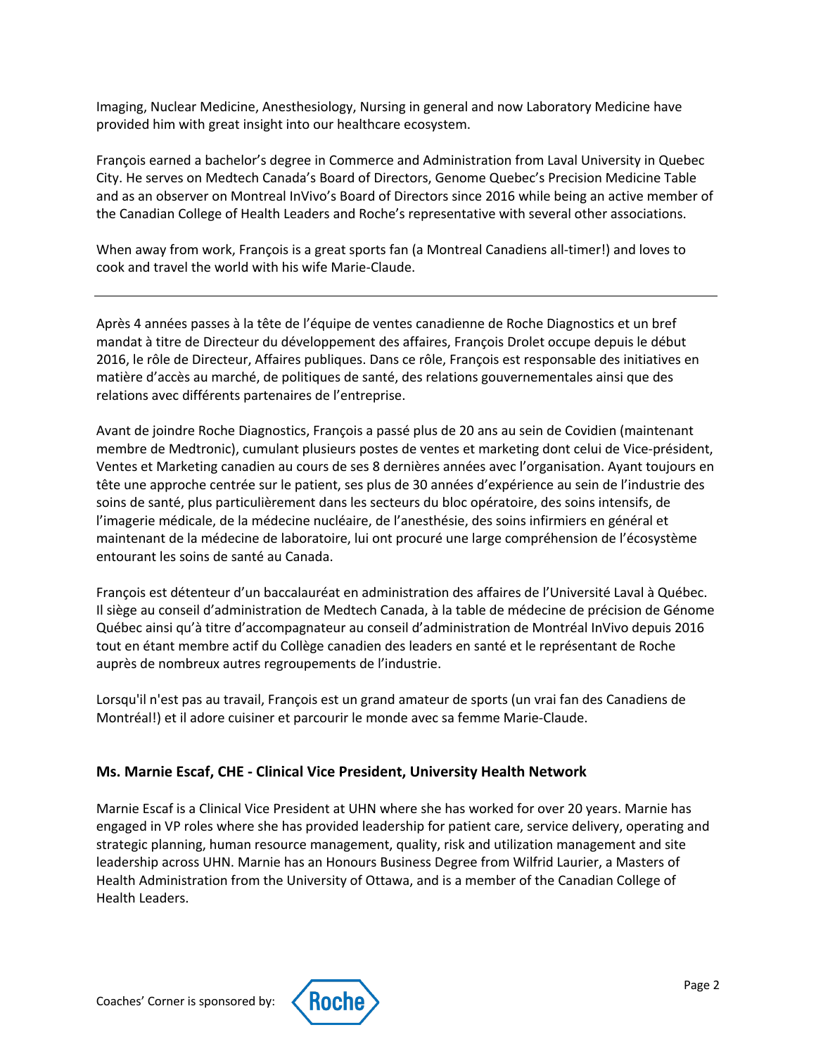Imaging, Nuclear Medicine, Anesthesiology, Nursing in general and now Laboratory Medicine have provided him with great insight into our healthcare ecosystem.

François earned a bachelor's degree in Commerce and Administration from Laval University in Quebec City. He serves on Medtech Canada's Board of Directors, Genome Quebec's Precision Medicine Table and as an observer on Montreal InVivo's Board of Directors since 2016 while being an active member of the Canadian College of Health Leaders and Roche's representative with several other associations.

When away from work, François is a great sports fan (a Montreal Canadiens all-timer!) and loves to cook and travel the world with his wife Marie-Claude.

---

Après 4 années passes à la tête de l'équipe de ventes canadienne de Roche Diagnostics et un bref mandat à titre de Directeur du développement des affaires, François Drolet occupe depuis le début 2016, le rôle de Directeur, Affaires publiques. Dans ce rôle, François est responsable des initiatives en matière d'accès au marché, de politiques de santé, des relations gouvernementales ainsi que des relations avec différents partenaires de l'entreprise.

Avant de joindre Roche Diagnostics, François a passé plus de 20 ans au sein de Covidien (maintenant membre de Medtronic), cumulant plusieurs postes de ventes et marketing dont celui de Vice-président, Ventes et Marketing canadien au cours de ses 8 dernières années avec l'organisation. Ayant toujours en tête une approche centrée sur le patient, ses plus de 30 années d'expérience au sein de l'industrie des soins de santé, plus particulièrement dans les secteurs du bloc opératoire, des soins intensifs, de l'imagerie médicale, de la médecine nucléaire, de l'anesthésie, des soins infirmiers en général et maintenant de la médecine de laboratoire, lui ont procuré une large compréhension de l'écosystème entourant les soins de santé au Canada.

François est détenteur d'un baccalauréat en administration des affaires de l'Université Laval à Québec. Il siège au conseil d'administration de Medtech Canada, à la table de médecine de précision de Génome Québec ainsi qu'à titre d'accompagnateur au conseil d'administration de Montréal InVivo depuis 2016 tout en étant membre actif du Collège canadien des leaders en santé et le représentant de Roche auprès de nombreux autres regroupements de l'industrie.

Lorsqu'il n'est pas au travail, François est un grand amateur de sports (un vrai fan des Canadiens de Montréal!) et il adore cuisiner et parcourir le monde avec sa femme Marie-Claude.

### Ms. Marnie Escaf, CHE - Clinical Vice President, University Health Network

Marnie Escaf is a Clinical Vice President at UHN where she has worked for over 20 years. Marnie has engaged in VP roles where she has provided leadership for patient care, service delivery, operating and strategic planning, human resource management, quality, risk and utilization management and site leadership across UHN. Marnie has an Honours Business Degree from Wilfrid Laurier, a Masters of Health Administration from the University of Ottawa, and is a member of the Canadian College of Health Leaders.

Coaches' Corner is sponsored by: Roche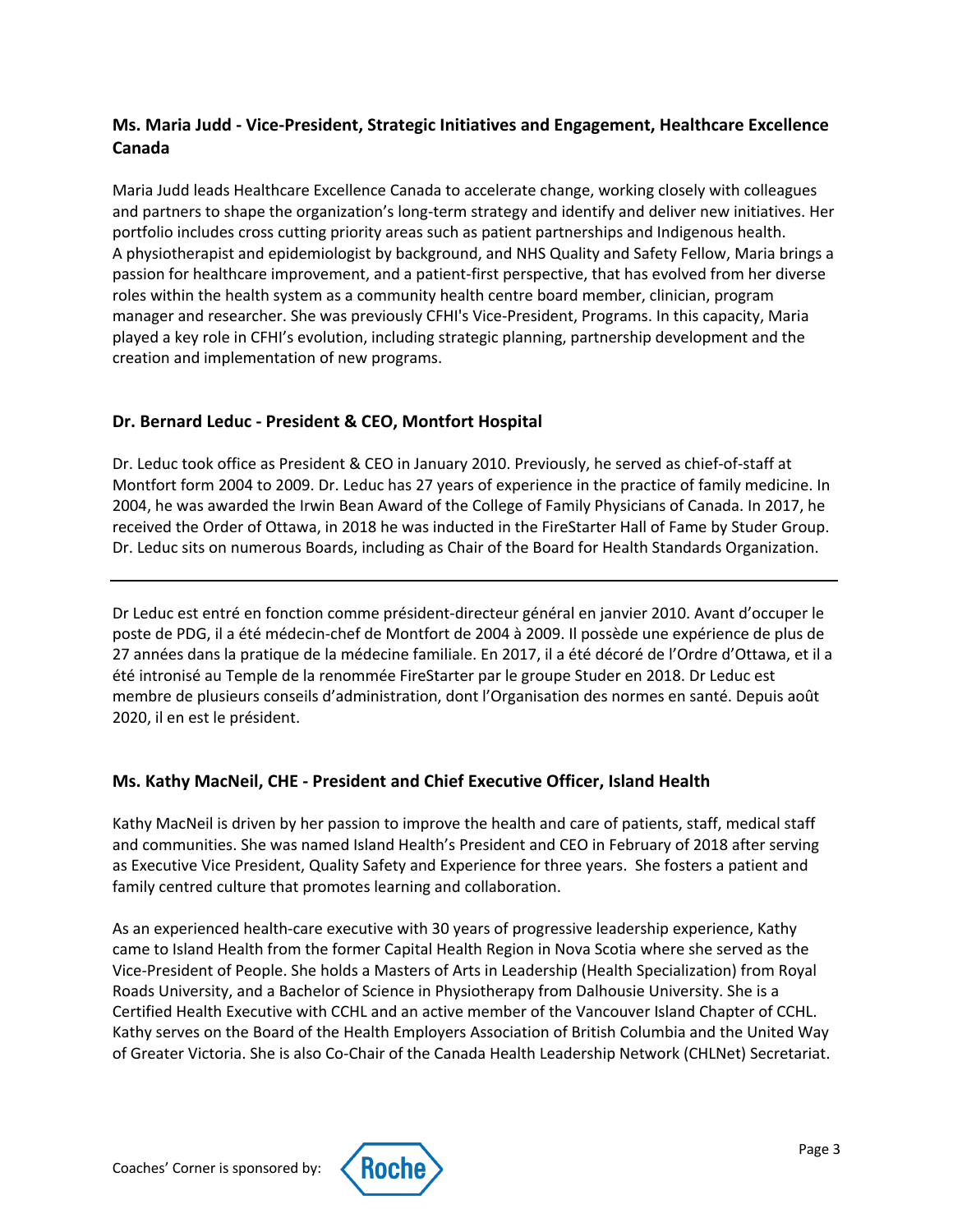### Ms. Maria Judd - Vice-President, Strategic Initiatives and Engagement, Healthcare Excellence Canada

Maria Judd leads Healthcare Excellence Canada to accelerate change, working closely with colleagues and partners to shape the organization's long-term strategy and identify and deliver new initiatives. Her portfolio includes cross cutting priority areas such as patient partnerships and Indigenous health. A physiotherapist and epidemiologist by background, and NHS Quality and Safety Fellow, Maria brings a passion for healthcare improvement, and a patient-first perspective, that has evolved from her diverse roles within the health system as a community health centre board member, clinician, program manager and researcher. She was previously CFHI's Vice-President, Programs. In this capacity, Maria played a key role in CFHI's evolution, including strategic planning, partnership development and the creation and implementation of new programs.

### Dr. Bernard Leduc - President & CEO, Montfort Hospital

Dr. Leduc took office as President & CEO in January 2010. Previously, he served as chief-of-staff at Montfort form 2004 to 2009. Dr. Leduc has 27 years of experience in the practice of family medicine. In 2004, he was awarded the Irwin Bean Award of the College of Family Physicians of Canada. In 2017, he received the Order of Ottawa, in 2018 he was inducted in the FireStarter Hall of Fame by Studer Group. Dr. Leduc sits on numerous Boards, including as Chair of the Board for Health Standards Organization.

---

Dr Leduc est entré en fonction comme président-directeur général en janvier 2010. Avant d'occuper le poste de PDG, il a été médecin-chef de Montfort de 2004 à 2009. Il possède une expérience de plus de 27 années dans la pratique de la médecine familiale. En 2017, il a été décoré de l'Ordre d'Ottawa, et il a été intronisé au Temple de la renommée FireStarter par le groupe Studer en 2018. Dr Leduc est membre de plusieurs conseils d'administration, dont l'Organisation des normes en santé. Depuis août 2020, il en est le président.

### Ms. Kathy MacNeil, CHE - President and Chief Executive Officer, Island Health

Kathy MacNeil is driven by her passion to improve the health and care of patients, staff, medical staff and communities. She was named Island Health's President and CEO in February of 2018 after serving as Executive Vice President, Quality Safety and Experience for three years. She fosters a patient and family centred culture that promotes learning and collaboration.

As an experienced health-care executive with 30 years of progressive leadership experience, Kathy came to Island Health from the former Capital Health Region in Nova Scotia where she served as the Vice-President of People. She holds a Masters of Arts in Leadership (Health Specialization) from Royal Roads University, and a Bachelor of Science in Physiotherapy from Dalhousie University. She is a Certified Health Executive with CCHL and an active member of the Vancouver Island Chapter of CCHL. Kathy serves on the Board of the Health Employers Association of British Columbia and the United Way of Greater Victoria. She is also Co-Chair of the Canada Health Leadership Network (CHLNet) Secretariat.

Coaches' Corner is sponsored by: Roche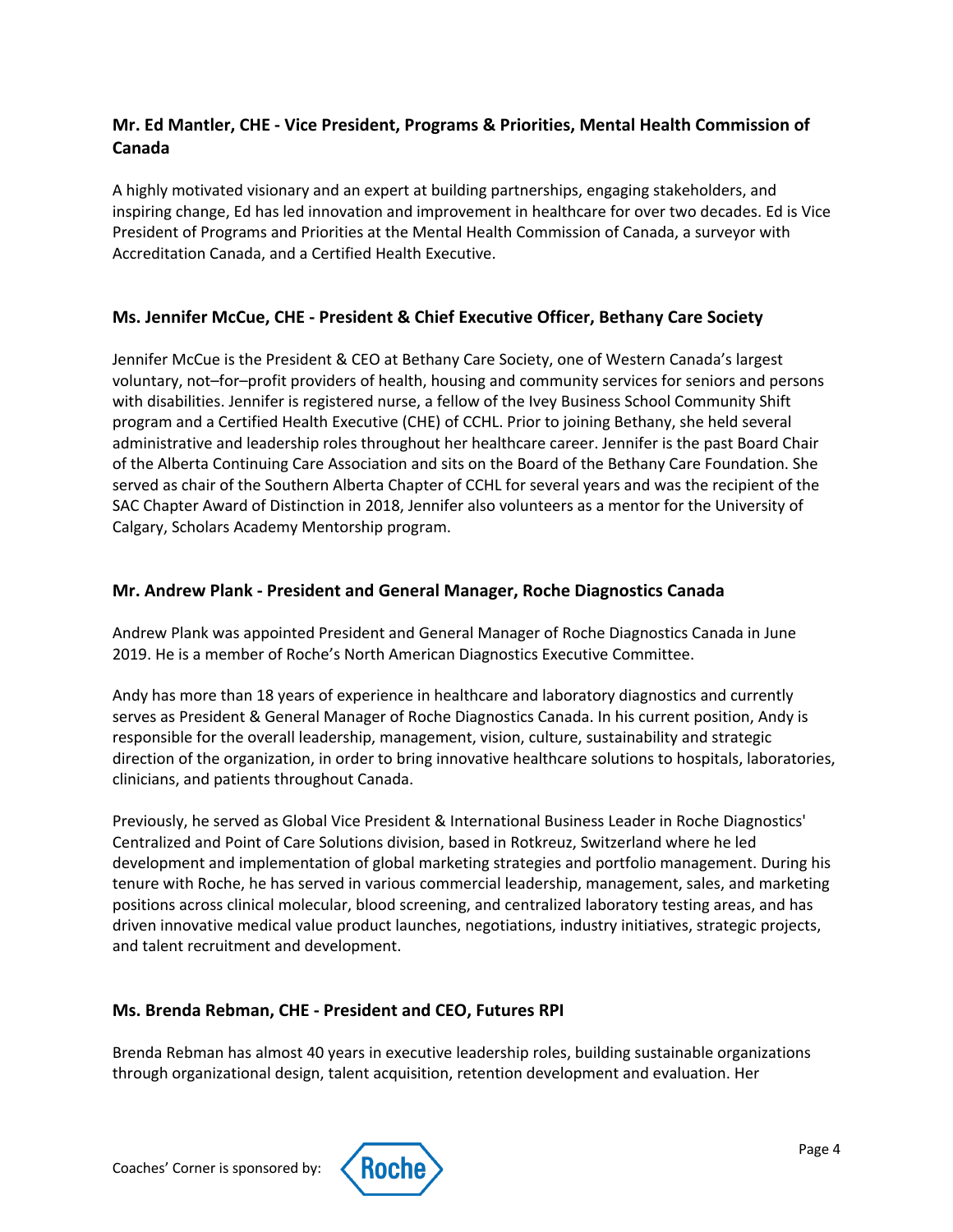### Mr. Ed Mantler, CHE - Vice President, Programs & Priorities, Mental Health Commission of Canada

A highly motivated visionary and an expert at building partnerships, engaging stakeholders, and inspiring change, Ed has led innovation and improvement in healthcare for over two decades. Ed is Vice President of Programs and Priorities at the Mental Health Commission of Canada, a surveyor with Accreditation Canada, and a Certified Health Executive.

### Ms. Jennifer McCue, CHE - President & Chief Executive Officer, Bethany Care Society

Jennifer McCue is the President & CEO at Bethany Care Society, one of Western Canada's largest voluntary, not–for–profit providers of health, housing and community services for seniors and persons with disabilities. Jennifer is registered nurse, a fellow of the Ivey Business School Community Shift program and a Certified Health Executive (CHE) of CCHL. Prior to joining Bethany, she held several administrative and leadership roles throughout her healthcare career. Jennifer is the past Board Chair of the Alberta Continuing Care Association and sits on the Board of the Bethany Care Foundation. She served as chair of the Southern Alberta Chapter of CCHL for several years and was the recipient of the SAC Chapter Award of Distinction in 2018, Jennifer also volunteers as a mentor for the University of Calgary, Scholars Academy Mentorship program.

### Mr. Andrew Plank - President and General Manager, Roche Diagnostics Canada

Andrew Plank was appointed President and General Manager of Roche Diagnostics Canada in June 2019. He is a member of Roche's North American Diagnostics Executive Committee.

Andy has more than 18 years of experience in healthcare and laboratory diagnostics and currently serves as President & General Manager of Roche Diagnostics Canada. In his current position, Andy is responsible for the overall leadership, management, vision, culture, sustainability and strategic direction of the organization, in order to bring innovative healthcare solutions to hospitals, laboratories, clinicians, and patients throughout Canada.

Previously, he served as Global Vice President & International Business Leader in Roche Diagnostics' Centralized and Point of Care Solutions division, based in Rotkreuz, Switzerland where he led development and implementation of global marketing strategies and portfolio management. During his tenure with Roche, he has served in various commercial leadership, management, sales, and marketing positions across clinical molecular, blood screening, and centralized laboratory testing areas, and has driven innovative medical value product launches, negotiations, industry initiatives, strategic projects, and talent recruitment and development.

### Ms. Brenda Rebman, CHE - President and CEO, Futures RPI

Brenda Rebman has almost 40 years in executive leadership roles, building sustainable organizations through organizational design, talent acquisition, retention development and evaluation. Her

Coaches' Corner is sponsored by: Roche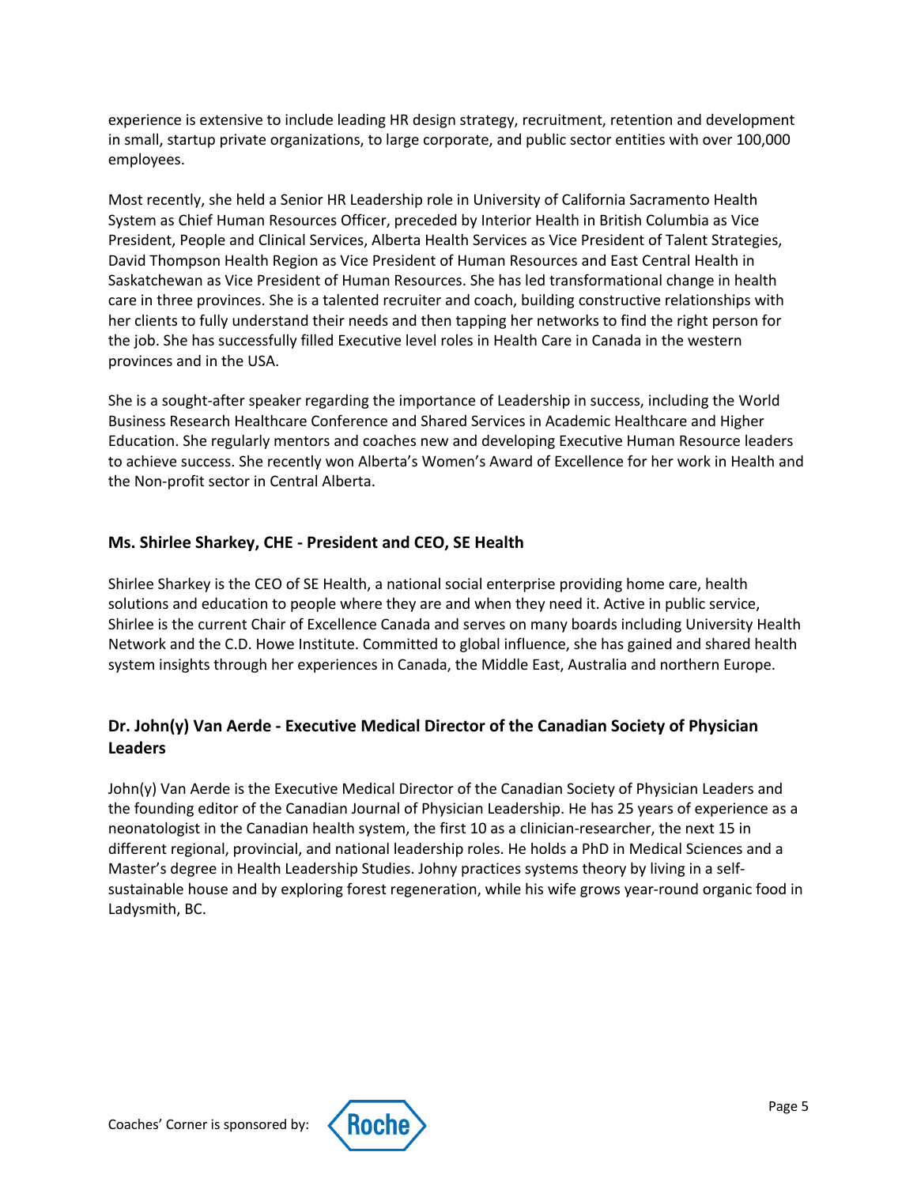experience is extensive to include leading HR design strategy, recruitment, retention and development in small, startup private organizations, to large corporate, and public sector entities with over 100,000 employees.

Most recently, she held a Senior HR Leadership role in University of California Sacramento Health System as Chief Human Resources Officer, preceded by Interior Health in British Columbia as Vice President, People and Clinical Services, Alberta Health Services as Vice President of Talent Strategies, David Thompson Health Region as Vice President of Human Resources and East Central Health in Saskatchewan as Vice President of Human Resources. She has led transformational change in health care in three provinces. She is a talented recruiter and coach, building constructive relationships with her clients to fully understand their needs and then tapping her networks to find the right person for the job. She has successfully filled Executive level roles in Health Care in Canada in the western provinces and in the USA.

She is a sought-after speaker regarding the importance of Leadership in success, including the World Business Research Healthcare Conference and Shared Services in Academic Healthcare and Higher Education. She regularly mentors and coaches new and developing Executive Human Resource leaders to achieve success. She recently won Alberta's Women's Award of Excellence for her work in Health and the Non-profit sector in Central Alberta.

### Ms. Shirlee Sharkey, CHE - President and CEO, SE Health

Shirlee Sharkey is the CEO of SE Health, a national social enterprise providing home care, health solutions and education to people where they are and when they need it. Active in public service, Shirlee is the current Chair of Excellence Canada and serves on many boards including University Health Network and the C.D. Howe Institute. Committed to global influence, she has gained and shared health system insights through her experiences in Canada, the Middle East, Australia and northern Europe.

### Dr. John(y) Van Aerde - Executive Medical Director of the Canadian Society of Physician Leaders

John(y) Van Aerde is the Executive Medical Director of the Canadian Society of Physician Leaders and the founding editor of the Canadian Journal of Physician Leadership. He has 25 years of experience as a neonatologist in the Canadian health system, the first 10 as a clinician-researcher, the next 15 in different regional, provincial, and national leadership roles. He holds a PhD in Medical Sciences and a Master's degree in Health Leadership Studies. Johny practices systems theory by living in a self-sustainable house and by exploring forest regeneration, while his wife grows year-round organic food in Ladysmith, BC.

Coaches' Corner is sponsored by: Roche